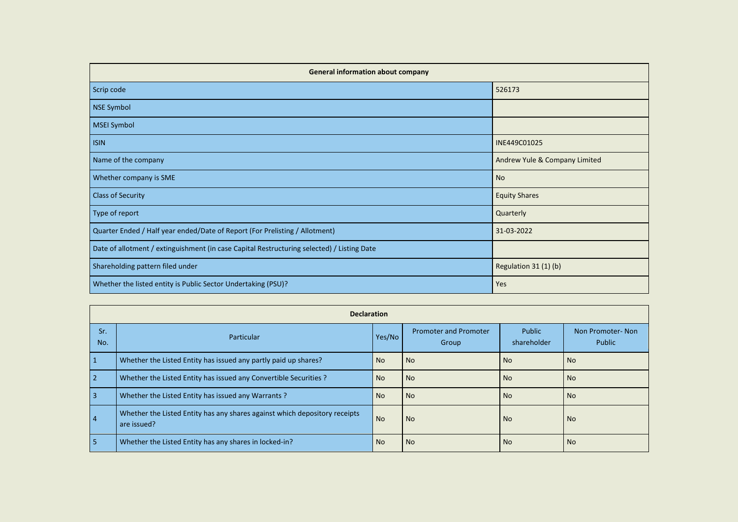| General information about company | |
|---|---|
| Scrip code | 526173 |
| NSE Symbol | |
| MSEI Symbol | |
| ISIN | INE449C01025 |
| Name of the company | Andrew Yule & Company Limited |
| Whether company is SME | No |
| Class of Security | Equity Shares |
| Type of report | Quarterly |
| Quarter Ended / Half year ended/Date of Report (For Prelisting / Allotment) | 31-03-2022 |
| Date of allotment / extinguishment (in case Capital Restructuring selected) / Listing Date | |
| Shareholding pattern filed under | Regulation 31 (1) (b) |
| Whether the listed entity is Public Sector Undertaking (PSU)? | Yes |

| Declaration | | | | | |
|---|---|---|---|---|---|
| Sr. No. | Particular | Yes/No | Promoter and Promoter Group | Public shareholder | Non Promoter- Non Public |
| 1 | Whether the Listed Entity has issued any partly paid up shares? | No | No | No | No |
| 2 | Whether the Listed Entity has issued any Convertible Securities ? | No | No | No | No |
| 3 | Whether the Listed Entity has issued any Warrants ? | No | No | No | No |
| 4 | Whether the Listed Entity has any shares against which depository receipts are issued? | No | No | No | No |
| 5 | Whether the Listed Entity has any shares in locked-in? | No | No | No | No |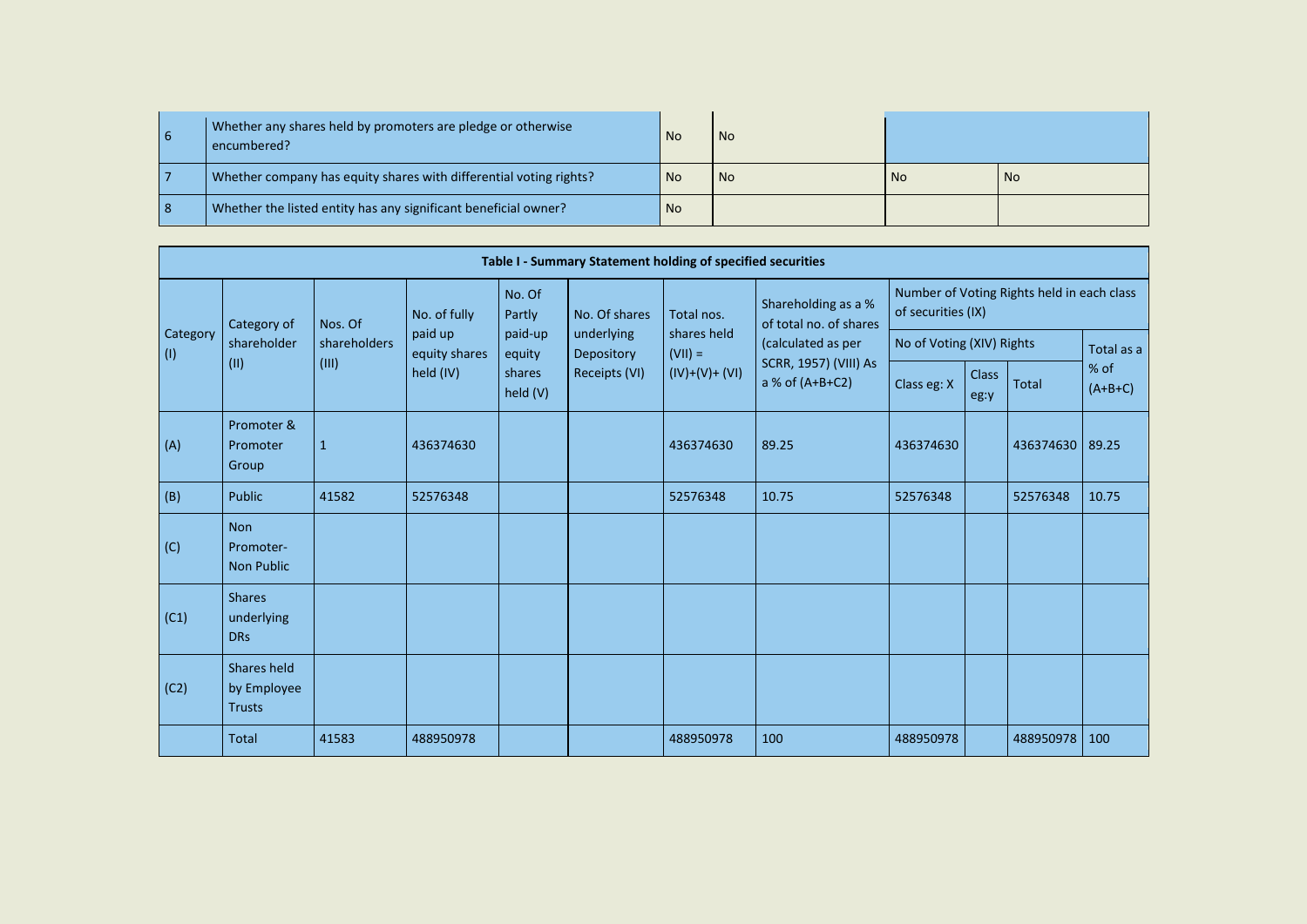| | | | | | |
|---|---|---|---|---|---|
| 6 | Whether any shares held by promoters are pledge or otherwise encumbered? | No | No | | |
| 7 | Whether company has equity shares with differential voting rights? | No | No | No | No |
| 8 | Whether the listed entity has any significant beneficial owner? | No | | | |

**Table I - Summary Statement holding of specified securities**

| Category (I) | Category of shareholder (II) | Nos. Of shareholders (III) | No. of fully paid up equity shares held (IV) | No. Of Partly paid-up equity shares held (V) | No. Of shares underlying Depository Receipts (VI) | Total nos. shares held (VII) = (IV)+(V)+ (VI) | Shareholding as a % of total no. of shares (calculated as per SCRR, 1957) (VIII) As a % of (A+B+C2) | Number of Voting Rights held in each class of securities (IX) | | | |
|---|---|---|---|---|---|---|---|---|---|---|---|
| | | | | | | | | No of Voting (XIV) Rights | | | Total as a % of (A+B+C) |
| | | | | | | | | Class eg: X | Class eg:y | Total | |
| (A) | Promoter & Promoter Group | 1 | 436374630 | | | 436374630 | 89.25 | 436374630 | | 436374630 | 89.25 |
| (B) | Public | 41582 | 52576348 | | | 52576348 | 10.75 | 52576348 | | 52576348 | 10.75 |
| (C) | Non Promoter- Non Public | | | | | | | | | | |
| (C1) | Shares underlying DRs | | | | | | | | | | |
| (C2) | Shares held by Employee Trusts | | | | | | | | | | |
| | Total | 41583 | 488950978 | | | 488950978 | 100 | 488950978 | | 488950978 | 100 |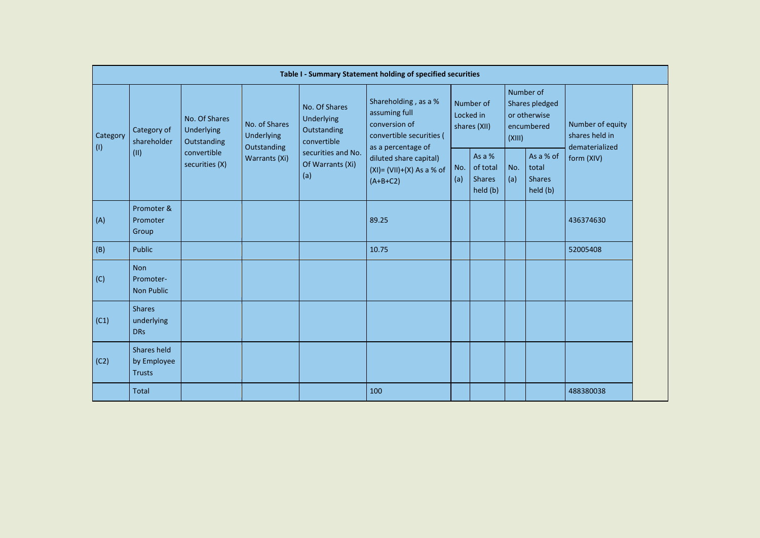| Table I - Summary Statement holding of specified securities | | | | | | | | | | |
|---|---|---|---|---|---|---|---|---|---|---|
| Category (I) | Category of shareholder (II) | No. Of Shares Underlying Outstanding convertible securities (X) | No. of Shares Underlying Outstanding Warrants (Xi) | No. Of Shares Underlying Outstanding convertible securities and No. Of Warrants (Xi) (a) | Shareholding , as a % assuming full conversion of convertible securities ( as a percentage of diluted share capital) (XI)= (VII)+(X) As a % of (A+B+C2) | Number of Locked in shares (XII) | | Number of Shares pledged or otherwise encumbered (XIII) | | Number of equity shares held in dematerialized form (XIV) |
| | | | | | | No. (a) | As a % of total Shares held (b) | No. (a) | As a % of total Shares held (b) | |
| (A) | Promoter & Promoter Group | | | | 89.25 | | | | | 436374630 |
| (B) | Public | | | | 10.75 | | | | | 52005408 |
| (C) | Non Promoter- Non Public | | | | | | | | | |
| (C1) | Shares underlying DRs | | | | | | | | | |
| (C2) | Shares held by Employee Trusts | | | | | | | | | |
| | Total | | | | 100 | | | | | 488380038 |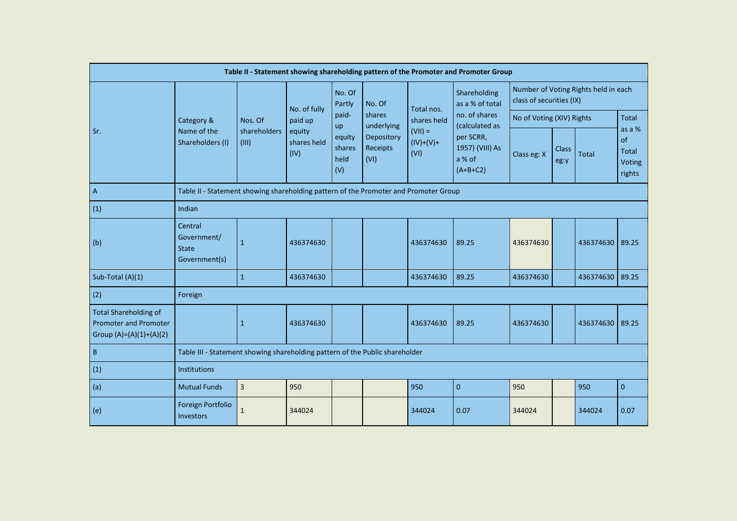| Table II - Statement showing shareholding pattern of the Promoter and Promoter Group | | | | | | | | | | | |
|---|---|---|---|---|---|---|---|---|---|---|---|
| Sr. | Category & Name of the Shareholders (I) | Nos. Of shareholders (III) | No. of fully paid up equity shares held (IV) | No. Of Partly paid-up equity shares held (V) | No. Of shares underlying Depository Receipts (VI) | Total nos. shares held (VII) = (IV)+(V)+ (VI) | Shareholding as a % of total no. of shares (calculated as per SCRR, 1957) (VIII) As a % of (A+B+C2) | Number of Voting Rights held in each class of securities (IX) | | | |
| | | | | | | | | No of Voting (XIV) Rights | | | Total as a % of Total Voting rights |
| | | | | | | | | Class eg: X | Class eg:y | Total | |
| A | Table II - Statement showing shareholding pattern of the Promoter and Promoter Group | | | | | | | | | | |
| (1) | Indian | | | | | | | | | | |
| (b) | Central Government/ State Government(s) | 1 | 436374630 | | | 436374630 | 89.25 | 436374630 | | 436374630 | 89.25 |
| Sub-Total (A)(1) | | 1 | 436374630 | | | 436374630 | 89.25 | 436374630 | | 436374630 | 89.25 |
| (2) | Foreign | | | | | | | | | | |
| Total Shareholding of Promoter and Promoter Group (A)=(A)(1)+(A)(2) | | 1 | 436374630 | | | 436374630 | 89.25 | 436374630 | | 436374630 | 89.25 |
| B | Table III - Statement showing shareholding pattern of the Public shareholder | | | | | | | | | | |
| (1) | Institutions | | | | | | | | | | |
| (a) | Mutual Funds | 3 | 950 | | | 950 | 0 | 950 | | 950 | 0 |
| (e) | Foreign Portfolio Investors | 1 | 344024 | | | 344024 | 0.07 | 344024 | | 344024 | 0.07 |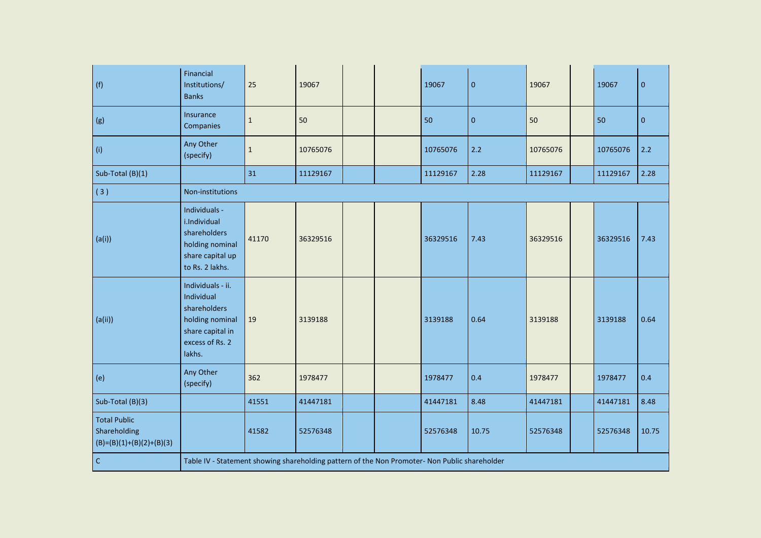| | | | | | | | | | | | |
|---|---|---|---|---|---|---|---|---|---|---|---|
| (f) | Financial Institutions/ Banks | 25 | 19067 | | | 19067 | 0 | 19067 | | 19067 | 0 |
| (g) | Insurance Companies | 1 | 50 | | | 50 | 0 | 50 | | 50 | 0 |
| (i) | Any Other (specify) | 1 | 10765076 | | | 10765076 | 2.2 | 10765076 | | 10765076 | 2.2 |
| Sub-Total (B)(1) | | 31 | 11129167 | | | 11129167 | 2.28 | 11129167 | | 11129167 | 2.28 |
| ( 3 ) | Non-institutions | | | | | | | | | | |
| (a(i)) | Individuals - i.Individual shareholders holding nominal share capital up to Rs. 2 lakhs. | 41170 | 36329516 | | | 36329516 | 7.43 | 36329516 | | 36329516 | 7.43 |
| (a(ii)) | Individuals - ii. Individual shareholders holding nominal share capital in excess of Rs. 2 lakhs. | 19 | 3139188 | | | 3139188 | 0.64 | 3139188 | | 3139188 | 0.64 |
| (e) | Any Other (specify) | 362 | 1978477 | | | 1978477 | 0.4 | 1978477 | | 1978477 | 0.4 |
| Sub-Total (B)(3) | | 41551 | 41447181 | | | 41447181 | 8.48 | 41447181 | | 41447181 | 8.48 |
| Total Public Shareholding (B)=(B)(1)+(B)(2)+(B)(3) | | 41582 | 52576348 | | | 52576348 | 10.75 | 52576348 | | 52576348 | 10.75 |
| C | Table IV - Statement showing shareholding pattern of the Non Promoter- Non Public shareholder | | | | | | | | | | |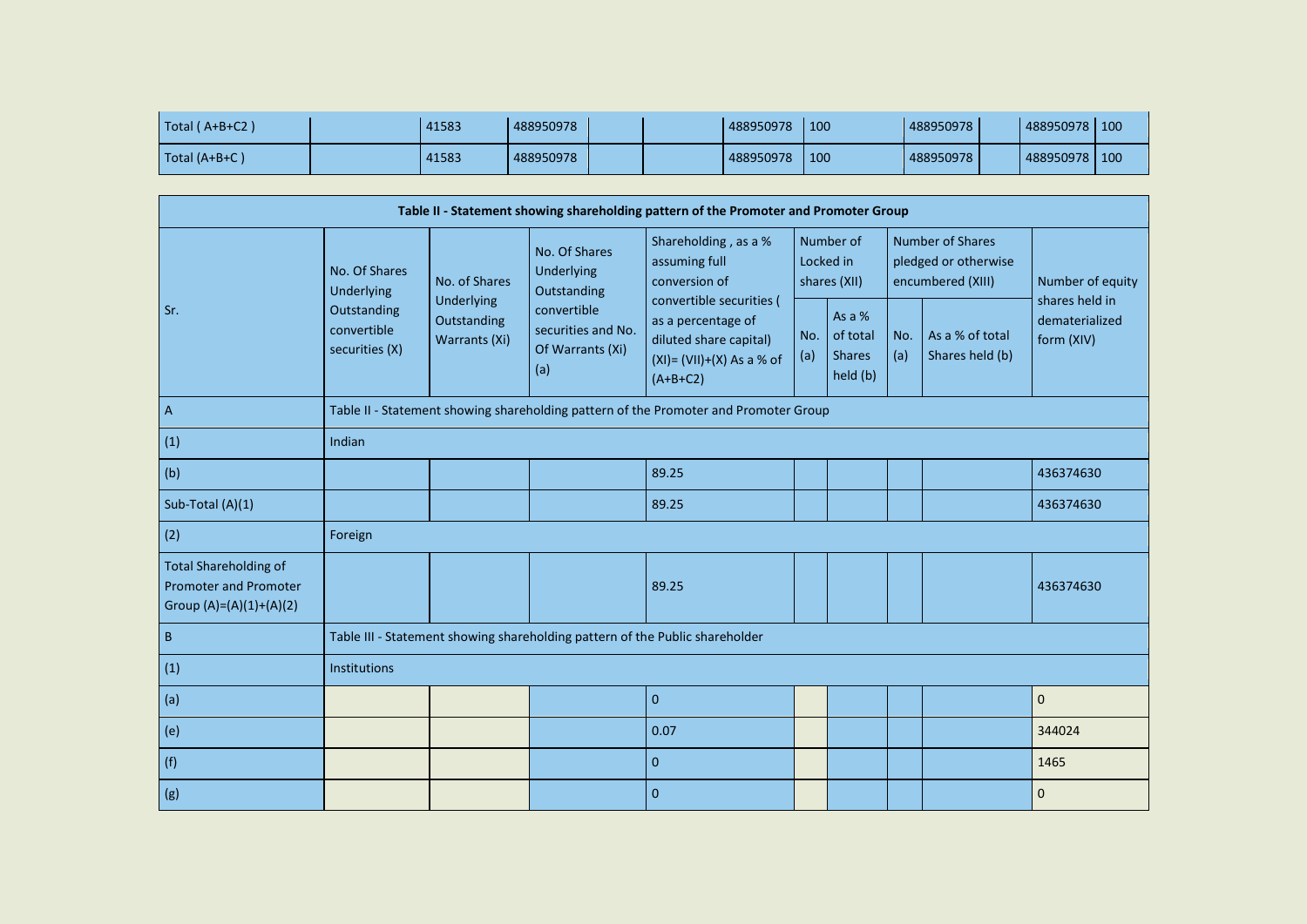| | | | | | | | | | | | |
|---|---|---|---|---|---|---|---|---|---|---|---|
| Total ( A+B+C2 ) | | 41583 | 488950978 | | | 488950978 | 100 | 488950978 | | 488950978 | 100 |
| Total (A+B+C ) | | 41583 | 488950978 | | | 488950978 | 100 | 488950978 | | 488950978 | 100 |

| Table II - Statement showing shareholding pattern of the Promoter and Promoter Group | | | | | | | | | |
|---|---|---|---|---|---|---|---|---|---|
| Sr. | No. Of Shares Underlying Outstanding convertible securities (X) | No. of Shares Underlying Outstanding Warrants (Xi) | No. Of Shares Underlying Outstanding convertible securities and No. Of Warrants (Xi) (a) | Shareholding , as a % assuming full conversion of convertible securities ( as a percentage of diluted share capital) (XI)= (VII)+(X) As a % of (A+B+C2) | Number of Locked in shares (XII) | | Number of Shares pledged or otherwise encumbered (XIII) | | Number of equity shares held in dematerialized form (XIV) |
| | | | | | No. (a) | As a % of total Shares held (b) | No. (a) | As a % of total Shares held (b) | |
| A | Table II - Statement showing shareholding pattern of the Promoter and Promoter Group | | | | | | | | |
| (1) | Indian | | | | | | | | |
| (b) | | | | 89.25 | | | | | 436374630 |
| Sub-Total (A)(1) | | | | 89.25 | | | | | 436374630 |
| (2) | Foreign | | | | | | | | |
| Total Shareholding of Promoter and Promoter Group (A)=(A)(1)+(A)(2) | | | | 89.25 | | | | | 436374630 |
| B | Table III - Statement showing shareholding pattern of the Public shareholder | | | | | | | | |
| (1) | Institutions | | | | | | | | |
| (a) | | | | 0 | | | | | 0 |
| (e) | | | | 0.07 | | | | | 344024 |
| (f) | | | | 0 | | | | | 1465 |
| (g) | | | | 0 | | | | | 0 |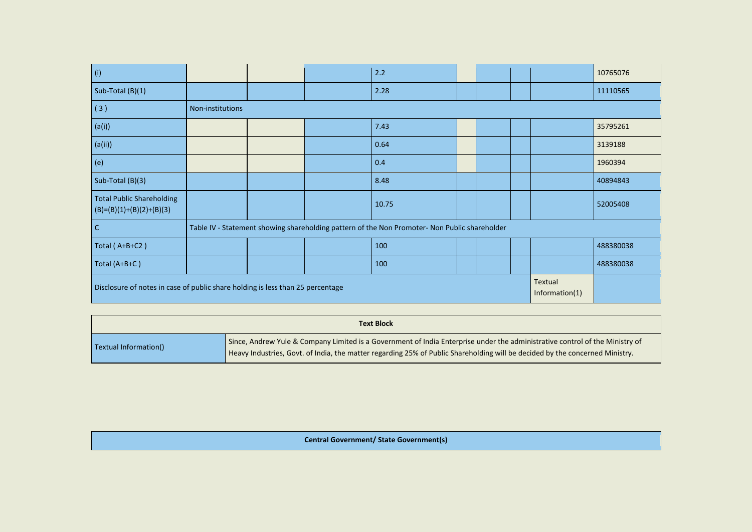| (i) | | | | 2.2 | | | | | 10765076 |
|---|---|---|---|---|---|---|---|---|---|
| Sub-Total (B)(1) | | | | 2.28 | | | | | 11110565 |
| ( 3 ) | Non-institutions | | | | | | | | |
| (a(i)) | | | | 7.43 | | | | | 35795261 |
| (a(ii)) | | | | 0.64 | | | | | 3139188 |
| (e) | | | | 0.4 | | | | | 1960394 |
| Sub-Total (B)(3) | | | | 8.48 | | | | | 40894843 |
| Total Public Shareholding (B)=(B)(1)+(B)(2)+(B)(3) | | | | 10.75 | | | | | 52005408 |
| C | Table IV - Statement showing shareholding pattern of the Non Promoter- Non Public shareholder | | | | | | | | |
| Total ( A+B+C2 ) | | | | 100 | | | | | 488380038 |
| Total (A+B+C ) | | | | 100 | | | | | 488380038 |
| Disclosure of notes in case of public share holding is less than 25 percentage | | | | | | | | Textual Information(1) | |

| Text Block | |
|---|---|
| Textual Information() | Since, Andrew Yule & Company Limited is a Government of India Enterprise under the administrative control of the Ministry of Heavy Industries, Govt. of India, the matter regarding 25% of Public Shareholding will be decided by the concerned Ministry. |

| Central Government/ State Government(s) |
|---|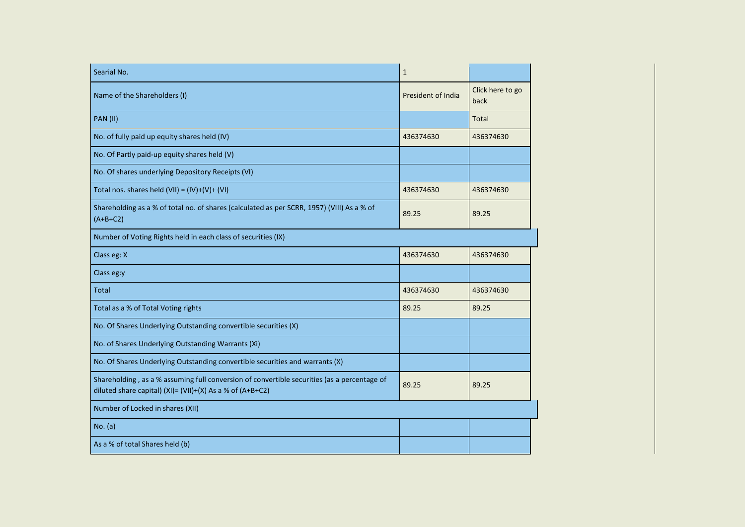| Searial No. | 1 | |
|---|---|---|
| Name of the Shareholders (I) | President of India | Click here to go back |
| PAN (II) | | Total |
| No. of fully paid up equity shares held (IV) | 436374630 | 436374630 |
| No. Of Partly paid-up equity shares held (V) | | |
| No. Of shares underlying Depository Receipts (VI) | | |
| Total nos. shares held (VII) = (IV)+(V)+ (VI) | 436374630 | 436374630 |
| Shareholding as a % of total no. of shares (calculated as per SCRR, 1957) (VIII) As a % of (A+B+C2) | 89.25 | 89.25 |
| Number of Voting Rights held in each class of securities (IX) | | |
| Class eg: X | 436374630 | 436374630 |
| Class eg:y | | |
| Total | 436374630 | 436374630 |
| Total as a % of Total Voting rights | 89.25 | 89.25 |
| No. Of Shares Underlying Outstanding convertible securities (X) | | |
| No. of Shares Underlying Outstanding Warrants (Xi) | | |
| No. Of Shares Underlying Outstanding convertible securities and warrants (X) | | |
| Shareholding , as a % assuming full conversion of convertible securities (as a percentage of diluted share capital) (XI)= (VII)+(X) As a % of (A+B+C2) | 89.25 | 89.25 |
| Number of Locked in shares (XII) | | |
| No. (a) | | |
| As a % of total Shares held (b) | | |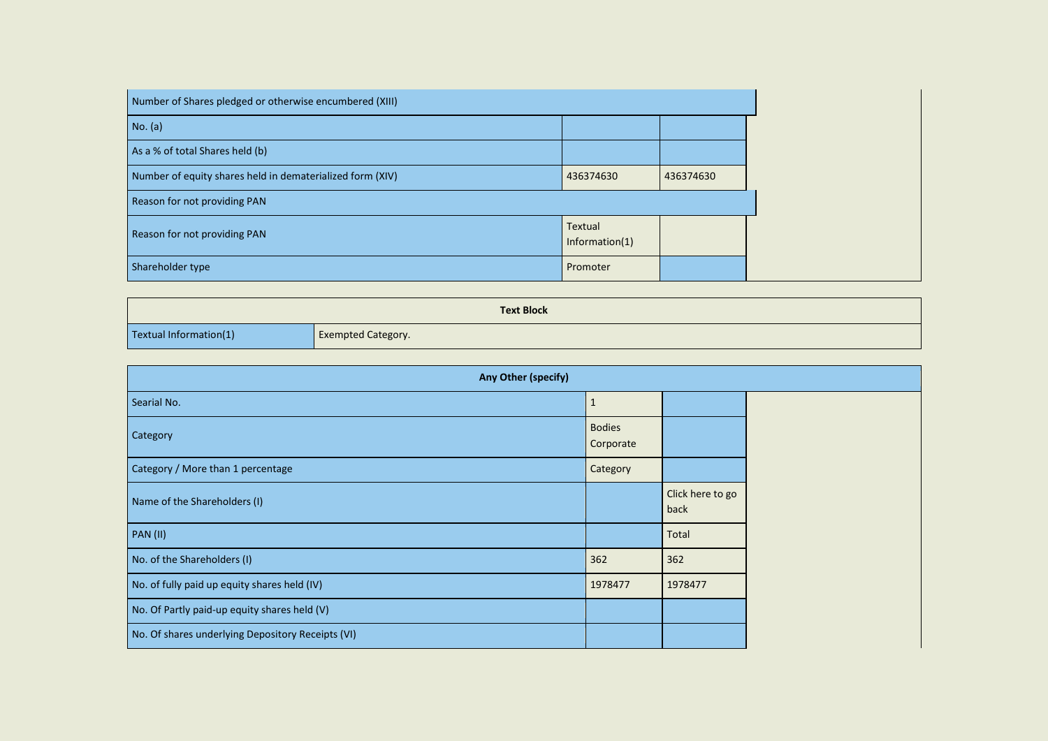| Number of Shares pledged or otherwise encumbered (XIII) | | |
|---|---|---|
| No. (a) | | |
| As a % of total Shares held (b) | | |
| Number of equity shares held in dematerialized form (XIV) | 436374630 | 436374630 |
| Reason for not providing PAN | | |
| Reason for not providing PAN | Textual Information(1) | |
| Shareholder type | Promoter | |

| Text Block | |
|---|---|
| Textual Information(1) | Exempted Category. |

| Any Other (specify) | | |
|---|---|---|
| Searial No. | 1 | |
| Category | Bodies Corporate | |
| Category / More than 1 percentage | Category | |
| Name of the Shareholders (I) | | Click here to go back |
| PAN (II) | | Total |
| No. of the Shareholders (I) | 362 | 362 |
| No. of fully paid up equity shares held (IV) | 1978477 | 1978477 |
| No. Of Partly paid-up equity shares held (V) | | |
| No. Of shares underlying Depository Receipts (VI) | | |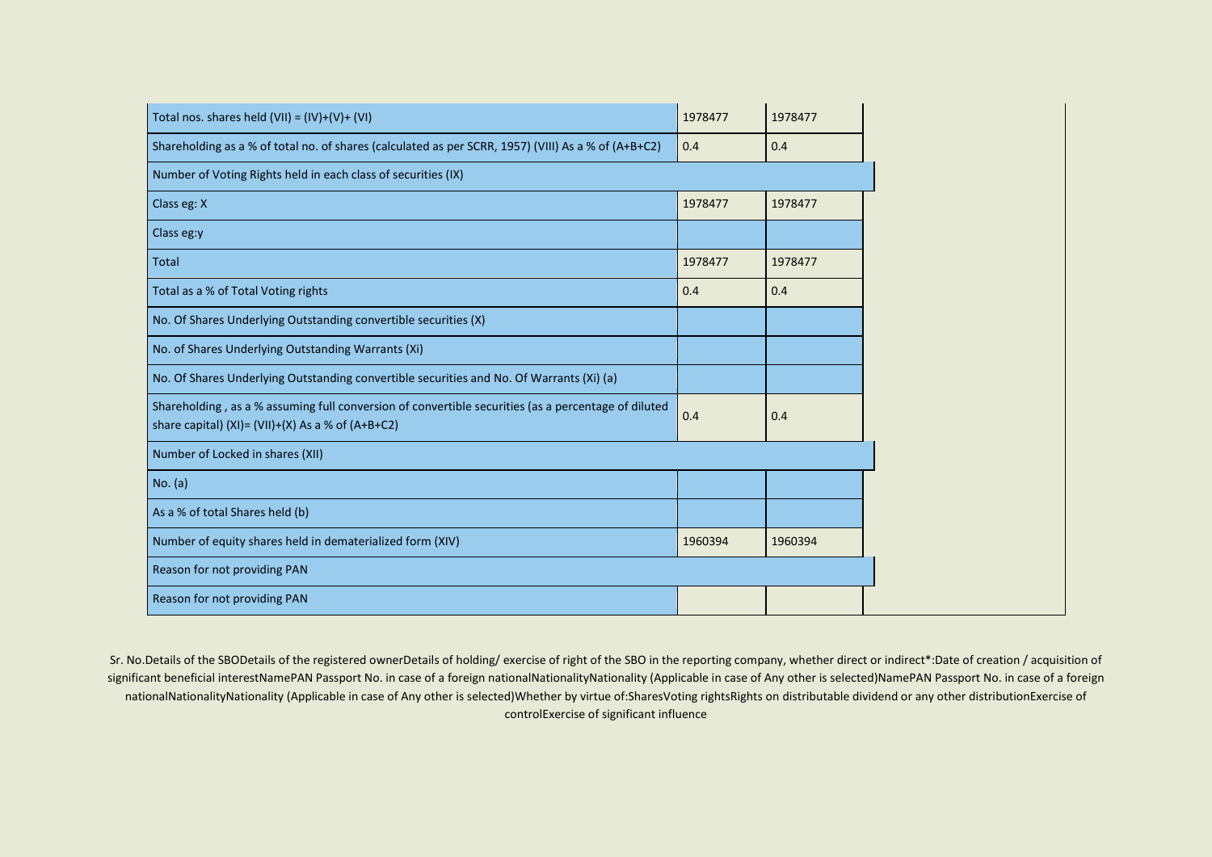| | | | |
|---|---|---|---|
| Total nos. shares held (VII) = (IV)+(V)+ (VI) | 1978477 | 1978477 | |
| Shareholding as a % of total no. of shares (calculated as per SCRR, 1957) (VIII) As a % of (A+B+C2) | 0.4 | 0.4 | |
| Number of Voting Rights held in each class of securities (IX) | | | |
| Class eg: X | 1978477 | 1978477 | |
| Class eg:y | | | |
| Total | 1978477 | 1978477 | |
| Total as a % of Total Voting rights | 0.4 | 0.4 | |
| No. Of Shares Underlying Outstanding convertible securities (X) | | | |
| No. of Shares Underlying Outstanding Warrants (Xi) | | | |
| No. Of Shares Underlying Outstanding convertible securities and No. Of Warrants (Xi) (a) | | | |
| Shareholding , as a % assuming full conversion of convertible securities (as a percentage of diluted share capital) (XI)= (VII)+(X) As a % of (A+B+C2) | 0.4 | 0.4 | |
| Number of Locked in shares (XII) | | | |
| No. (a) | | | |
| As a % of total Shares held (b) | | | |
| Number of equity shares held in dematerialized form (XIV) | 1960394 | 1960394 | |
| Reason for not providing PAN | | | |
| Reason for not providing PAN | | | |

Sr. No.Details of the SBODetails of the registered ownerDetails of holding/ exercise of right of the SBO in the reporting company, whether direct or indirect*:Date of creation / acquisition of significant beneficial interestNamePAN Passport No. in case of a foreign nationalNationalityNationality (Applicable in case of Any other is selected)NamePAN Passport No. in case of a foreign nationalNationalityNationality (Applicable in case of Any other is selected)Whether by virtue of:SharesVoting rightsRights on distributable dividend or any other distributionExercise of controlExercise of significant influence